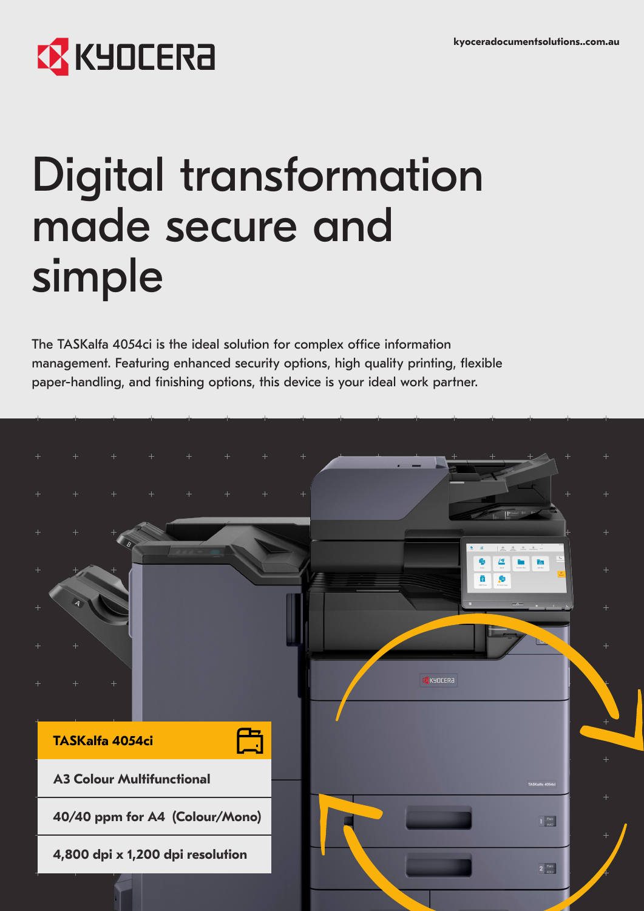KYOCERA

kyoceradocumentsolutions..com.au

# Digital transformation made secure and simple

The TASKalfa 4054ci is the ideal solution for complex office information management. Featuring enhanced security options, high quality printing, flexible paper-handling, and finishing options, this device is your ideal work partner.

**TASKalfa 4054ci**

**A3 Colour Multifunctional**

**40/40 ppm for A4 (Colour/Mono)**

**4,800 dpi x 1,200 dpi resolution**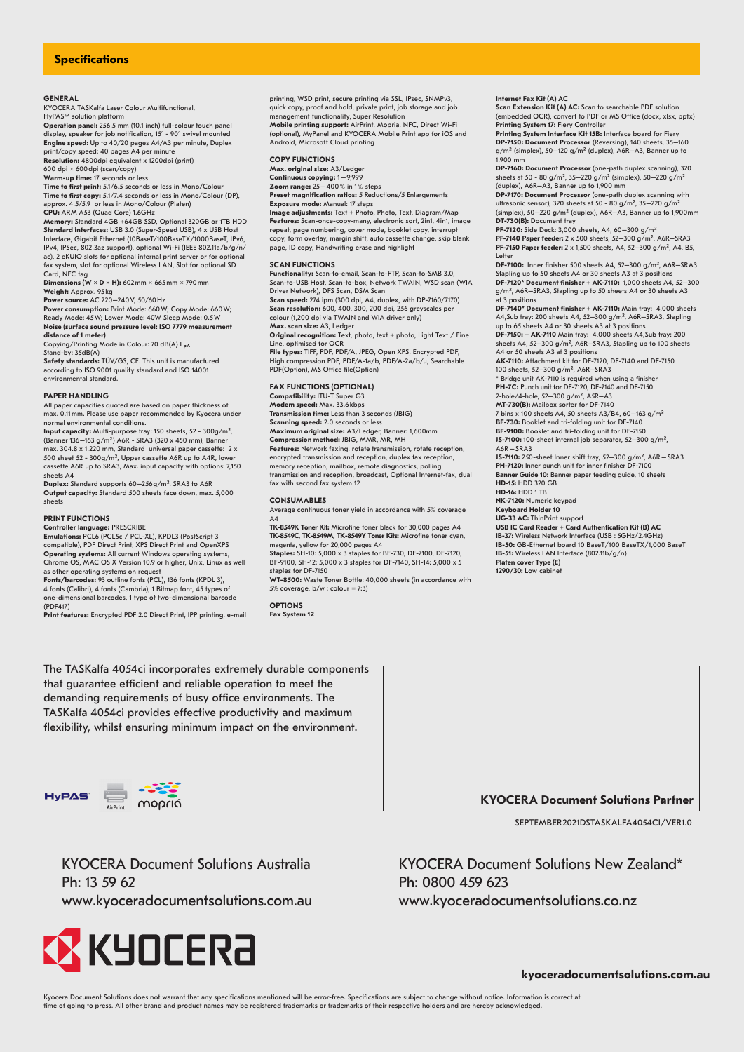## Specifications

### GENERAL

KYOCERA TASKalfa Laser Colour Multifunctional, HyPAS™ solution platform
**Operation panel:** 256.5 mm (10.1 inch) full-colour touch panel display, speaker for job notification, 15° - 90° swivel mounted
**Engine speed:** Up to 40/20 pages A4/A3 per minute, Duplex print/copy speed: 40 pages A4 per minute
**Resolution:** 4800dpi equivalent x 1200dpi (print)
600 dpi × 600dpi (scan/copy)
**Warm-up time:** 17 seconds or less
**Time to first print:** 5.1/6.5 seconds or less in Mono/Colour
**Time to first copy:** 5.1/7.4 seconds or less in Mono/Colour (DP), approx. 4.5/5.9 or less in Mono/Colour (Platen)
**CPU:** ARM A53 (Quad Core) 1.6GHz
**Memory:** Standard 4GB +64GB SSD, Optional 320GB or 1TB HDD
**Standard interfaces:** USB 3.0 (Super-Speed USB), 4 x USB Host Interface, Gigabit Ethernet (10BaseT/100BaseTX/1000BaseT, IPv6, IPv4, IPSec, 802.3az support), optional Wi-Fi (IEEE 802.11a/b/g/n/ac), 2 eKUIO slots for optional internal print server or for optional fax system, slot for optional Wireless LAN, Slot for optional SD Card, NFC tag
**Dimensions (W × D × H):** 602mm × 665mm × 790mm
**Weight:** Approx. 95kg
**Power source:** AC 220–240V, 50/60Hz
**Power consumption:** Print Mode: 660W; Copy Mode: 660W; Ready Mode: 45W; Lower Mode: 40W Sleep Mode: 0.5W
**Noise (surface sound pressure level: ISO 7779 measurement distance of 1 meter)**
Copying/Printing Mode in Colour: 70 dB(A) $L_{pA}$
Stand-by: 35dB(A)
**Safety standards:** TÜV/GS, CE. This unit is manufactured according to ISO 9001 quality standard and ISO 14001 environmental standard.

### PAPER HANDLING

All paper capacities quoted are based on paper thickness of max. 0.11mm. Please use paper recommended by Kyocera under normal environmental conditions.
**Input capacity:** Multi-purpose tray: 150 sheets, 52 - 300g/m², (Banner 136–163 g/m²) A6R - SRA3 (320 x 450 mm), Banner max. 304.8 x 1,220 mm, Standard universal paper cassette: 2 x 500 sheet 52 - 300g/m², Upper cassette A6R up to A4R, lower cassette A6R up to SRA3, Max. input capacity with options: 7,150 sheets A4
**Duplex:** Standard supports 60–256g/m², SRA3 to A6R
**Output capacity:** Standard 500 sheets face down, max. 5,000 sheets

### PRINT FUNCTIONS

**Controller language:** PRESCRIBE
**Emulations:** PCL6 (PCL5c / PCL-XL), KPDL3 (PostScript 3 compatible), PDF Direct Print, XPS Direct Print and OpenXPS
**Operating systems:** All current Windows operating systems, Chrome OS, MAC OS X Version 10.9 or higher, Unix, Linux as well as other operating systems on request
**Fonts/barcodes:** 93 outline fonts (PCL), 136 fonts (KPDL 3), 4 fonts (Calibri), 4 fonts (Cambria), 1 Bitmap font, 45 types of one-dimensional barcodes, 1 type of two-dimensional barcode (PDF417)
**Print features:** Encrypted PDF 2.0 Direct Print, IPP printing, e-mail printing, WSD print, secure printing via SSL, IPsec, SNMPv3, quick copy, proof and hold, private print, job storage and job management functionality, Super Resolution
**Mobile printing support:** AirPrint, Mopria, NFC, Direct Wi-Fi (optional), MyPanel and KYOCERA Mobile Print app for iOS and Android, Microsoft Cloud printing

### COPY FUNCTIONS

**Max. original size:** A3/Ledger
**Continuous copying:** 1–9,999
**Zoom range:** 25–400% in 1% steps
**Preset magnification ratios:** 5 Reductions/5 Enlargements
**Exposure mode:** Manual: 17 steps
**Image adjustments:** Text + Photo, Photo, Text, Diagram/Map
**Features:** Scan-once-copy-many, electronic sort, 2in1, 4in1, image repeat, page numbering, cover mode, booklet copy, interrupt copy, form overlay, margin shift, auto cassette change, skip blank page, ID copy, Handwriting erase and highlight

### SCAN FUNCTIONS

**Functionality:** Scan-to-email, Scan-to-FTP, Scan-to-SMB 3.0, Scan-to-USB Host, Scan-to-box, Network TWAIN, WSD scan (WIA Driver Network), DFS Scan, DSM Scan
**Scan speed:** 274 ipm (300 dpi, A4, duplex, with DP-7160/7170)
**Scan resolution:** 600, 400, 300, 200 dpi, 256 greyscales per colour (1,200 dpi via TWAIN and WIA driver only)
**Max. scan size:** A3, Ledger
**Original recognition:** Text, photo, text + photo, Light Text / Fine Line, optimised for OCR
**File types:** TIFF, PDF, PDF/A, JPEG, Open XPS, Encrypted PDF, High compression PDF, PDF/A-1a/b, PDF/A-2a/b/u, Searchable PDF(Option), MS Office file(Option)

### FAX FUNCTIONS (OPTIONAL)

**Compatibility:** ITU-T Super G3
**Modem speed:** Max. 33.6kbps
**Transmission time:** Less than 3 seconds (JBIG)
**Scanning speed:** 2.0 seconds or less
**Maximum original size:** A3/Ledger, Banner: 1,600mm
**Compression method:** JBIG, MMR, MR, MH
**Features:** Network faxing, rotate transmission, rotate reception, encrypted transmission and reception, duplex fax reception, memory reception, mailbox, remote diagnostics, polling transmission and reception, broadcast, Optional Internet-fax, dual fax with second fax system 12

### CONSUMABLES

Average continuous toner yield in accordance with 5% coverage A4
**TK-8549K Toner Kit:** Microfine toner black for 30,000 pages A4
**TK-8549C, TK-8549M, TK-8549Y Toner Kits:** Microfine toner cyan, magenta, yellow for 20,000 pages A4
**Staples:** SH-10: 5,000 x 3 staples for BF-730, DF-7100, DF-7120, BF-9100, SH-12: 5,000 x 3 staples for DF-7140, SH-14: 5,000 x 5 staples for DF-7150
**WT-8500:** Waste Toner Bottle: 40,000 sheets (in accordance with 5% coverage, b/w : colour = 7:3)

### OPTIONS

**Fax System 12**
**Internet Fax Kit (A) AC**
**Scan Extension Kit (A) AC:** Scan to searchable PDF solution (embedded OCR), convert to PDF or MS Office (docx, xlsx, pptx)
**Printing System 17:** Fiery Controller
**Printing System Interface Kit 15B:** Interface board for Fiery
**DP-7150: Document Processor** (Reversing), 140 sheets, 35–160 g/m² (simplex), 50–120 g/m² (duplex), A6R–A3, Banner up to 1,900 mm
**DP-7160: Document Processor** (one-path duplex scanning), 320 sheets at 50 - 80 g/m², 35–220 g/m² (simplex), 50–220 g/m² (duplex), A6R–A3, Banner up to 1,900 mm
**DP-7170: Document Processor** (one-path duplex scanning with ultrasonic sensor), 320 sheets at 50 - 80 g/m², 35–220 g/m² (simplex), 50–220 g/m² (duplex), A6R–A3, Banner up to 1,900mm
**DT-730(B):** Document tray
**PF-7120:** Side Deck: 3,000 sheets, A4, 60–300 g/m²
**PF-7140 Paper feeder:** 2 x 500 sheets, 52–300 g/m², A6R–SRA3
**PF-7150 Paper feeder:** 2 x 1,500 sheets, A4, 52–300 g/m², A4, B5, Letter
**DF-7100:** Inner finisher 500 sheets A4, 52–300 g/m², A6R–SRA3 Stapling up to 50 sheets A4 or 30 sheets A3 at 3 positions
**DF-7120\* Document finisher + AK-7110:** 1,000 sheets A4, 52–300 g/m², A6R–SRA3, Stapling up to 50 sheets A4 or 30 sheets A3 at 3 positions
**DF-7140\* Document finisher + AK-7110:** Main tray: 4,000 sheets A4, Sub tray: 200 sheets A4, 52–300 g/m², A6R–SRA3, Stapling up to 65 sheets A4 or 30 sheets A3 at 3 positions
**DF-7150: + AK-7110** Main tray: 4,000 sheets A4, Sub tray: 200 sheets A4, 52–300 g/m², A6R–SRA3, Stapling up to 100 sheets A4 or 50 sheets A3 at 3 positions
**AK-7110:** Attachment kit for DF-7120, DF-7140 and DF-7150 100 sheets, 52–300 g/m², A6R–SRA3
\* Bridge unit AK-7110 is required when using a finisher
**PH-7C:** Punch unit for DF-7120, DF-7140 and DF-7150 2-hole/4-hole, 52–300 g/m², A5R–A3
**MT-730(B):** Mailbox sorter for DF-7140 7 bins x 100 sheets A4, 50 sheets A3/B4, 60–163 g/m²
**BF-730:** Booklet and tri-folding unit for DF-7140
**BF-9100:** Booklet and tri-folding unit for DF-7150
**JS-7100:** 100-sheet internal job separator, 52–300 g/m², A6R – SRA3
**JS-7110:** 250-sheet Inner shift tray, 52–300 g/m², A6R – SRA3
**PH-7120:** Inner punch unit for inner finisher DF-7100
**Banner Guide 10:** Banner paper feeding guide, 10 sheets
**HD-15:** HDD 320 GB
**HD-16:** HDD 1 TB
**NK-7120:** Numeric keypad
**Keyboard Holder 10**
**UG-33 AC:** ThinPrint support
**USB IC Card Reader + Card Authentication Kit (B) AC**
**IB-37:** Wireless Network Interface (USB : 5GHz/2.4GHz)
**IB-50:** GB-Ethernet board 10 BaseT/100 BaseTX/1,000 BaseT
**IB-51:** Wireless LAN Interface (802.11b/g/n)
**Platen cover Type (E)**
**1290/30:** Low cabinet

The TASKalfa 4054ci incorporates extremely durable components that guarantee efficient and reliable operation to meet the demanding requirements of busy office environments. The TASKalfa 4054ci provides effective productivity and maximum flexibility, whilst ensuring minimum impact on the environment.

HyPAS AirPrint mopria

**KYOCERA Document Solutions Partner**

SEPTEMBER2021DSTASKALFA4054CI/VER1.0

KYOCERA Document Solutions Australia
Ph: 13 59 62
www.kyoceradocumentsolutions.com.au

KYOCERA Document Solutions New Zealand*
Ph: 0800 459 623
www.kyoceradocumentsolutions.co.nz

KYOCERA

**kyoceradocumentsolutions.com.au**

Kyocera Document Solutions does not warrant that any specifications mentioned will be error-free. Specifications are subject to change without notice. Information is correct at time of going to press. All other brand and product names may be registered trademarks or trademarks of their respective holders and are hereby acknowledged.